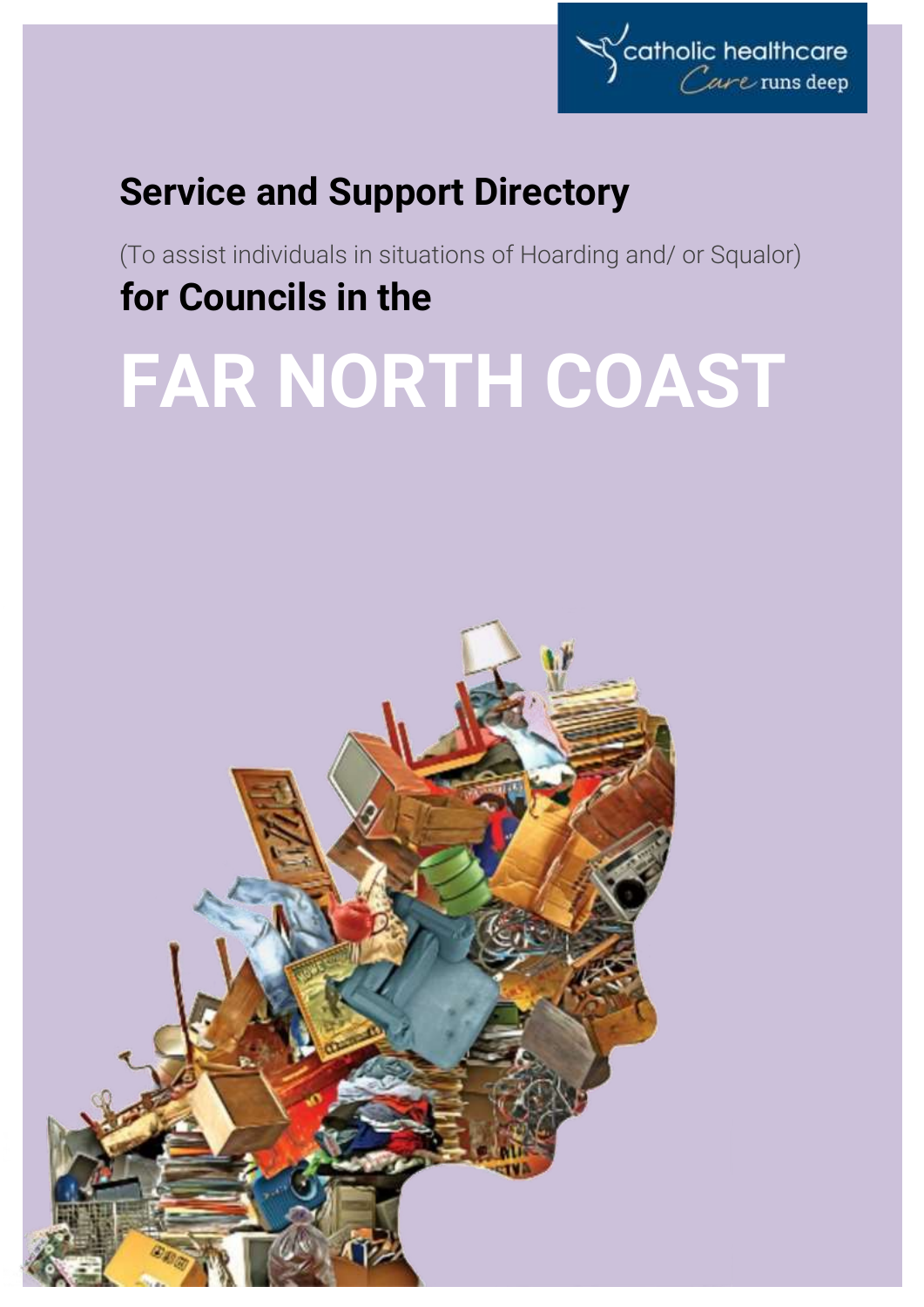catholic healthcare
Care runs deep

# Service and Support Directory

(To assist individuals in situations of Hoarding and/ or Squalor)

## for Councils in the

# FAR NORTH COAST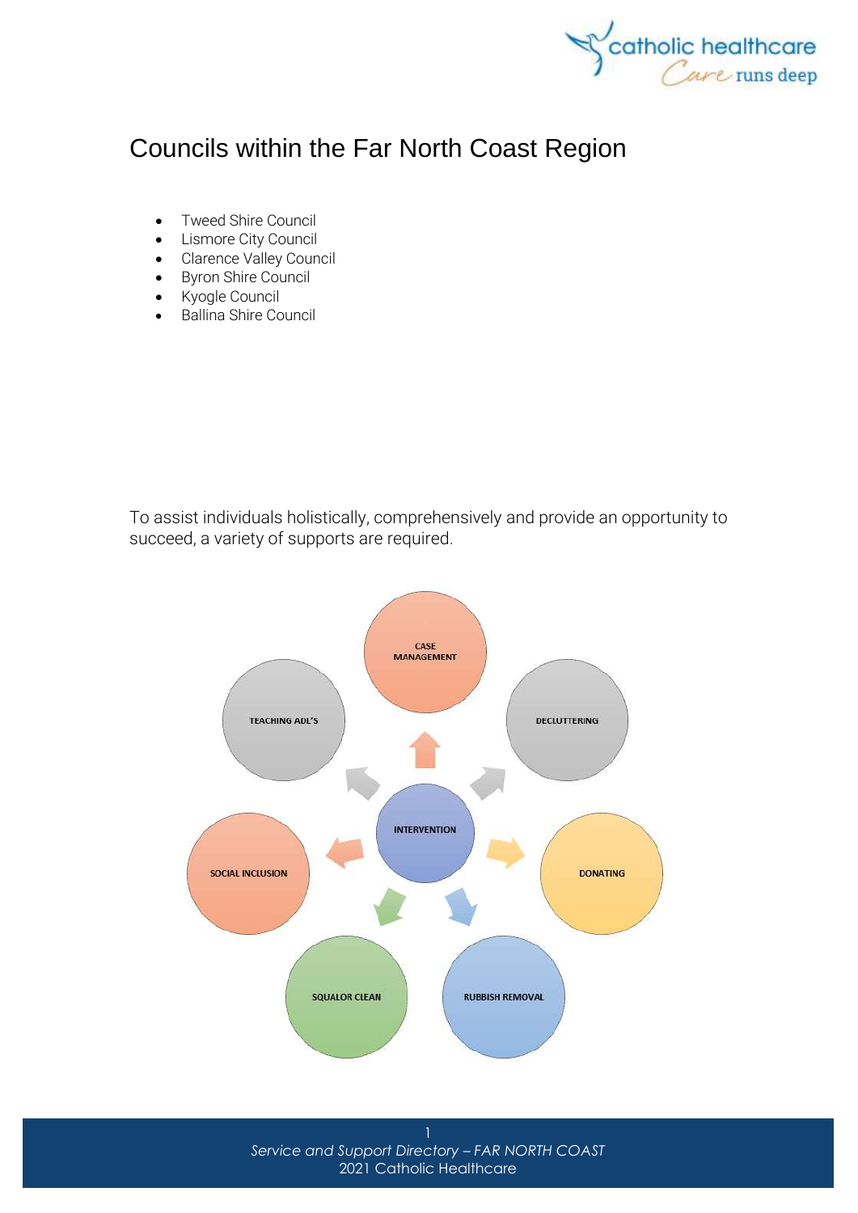# Councils within the Far North Coast Region

- Tweed Shire Council
- Lismore City Council
- Clarence Valley Council
- Byron Shire Council
- Kyogle Council
- Ballina Shire Council

To assist individuals holistically, comprehensively and provide an opportunity to succeed, a variety of supports are required.

INTERVENTION

CASE MANAGEMENT

DECLUTTERING

DONATING

RUBBISH REMOVAL

SQUALOR CLEAN

SOCIAL INCLUSION

TEACHING ADL'S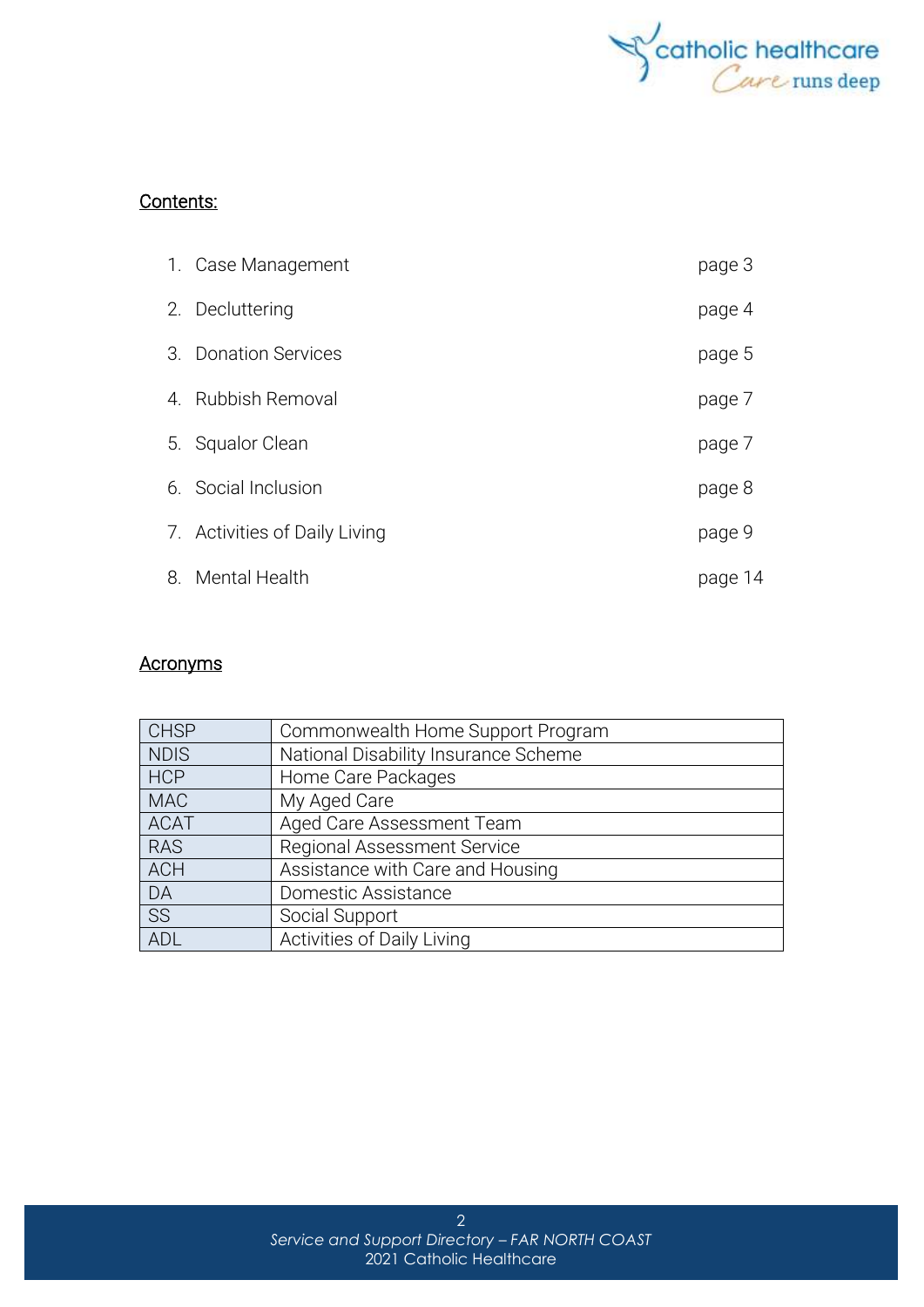## Contents:

1. Case Management page 3
2. Decluttering page 4
3. Donation Services page 5
4. Rubbish Removal page 7
5. Squalor Clean page 7
6. Social Inclusion page 8
7. Activities of Daily Living page 9
8. Mental Health page 14

## Acronyms

| | |
|---|---|
| CHSP | Commonwealth Home Support Program |
| NDIS | National Disability Insurance Scheme |
| HCP | Home Care Packages |
| MAC | My Aged Care |
| ACAT | Aged Care Assessment Team |
| RAS | Regional Assessment Service |
| ACH | Assistance with Care and Housing |
| DA | Domestic Assistance |
| SS | Social Support |
| ADL | Activities of Daily Living |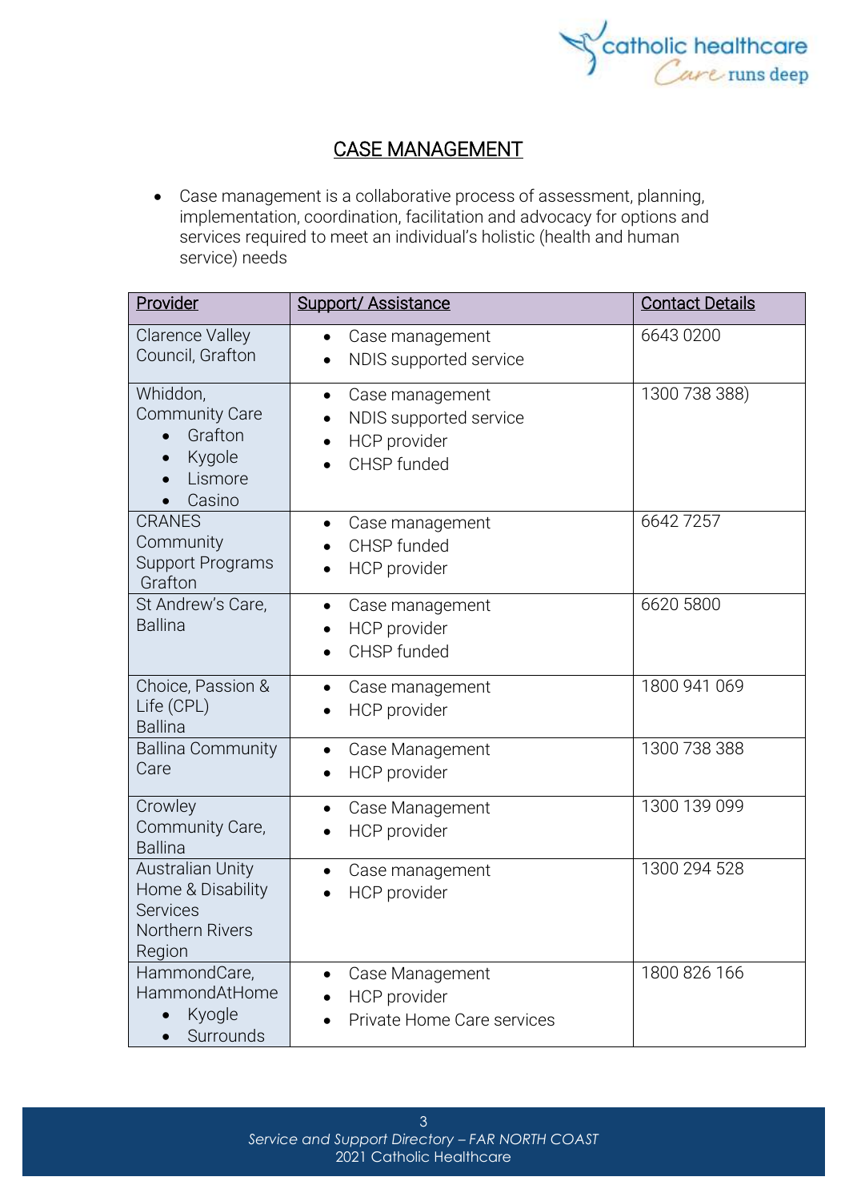# CASE MANAGEMENT

- Case management is a collaborative process of assessment, planning, implementation, coordination, facilitation and advocacy for options and services required to meet an individual's holistic (health and human service) needs

| Provider | Support/ Assistance | Contact Details |
|---|---|---|
| Clarence Valley Council, Grafton | • Case management<br>• NDIS supported service | 6643 0200 |
| Whiddon, Community Care<br>• Grafton<br>• Kygole<br>• Lismore<br>• Casino | • Case management<br>• NDIS supported service<br>• HCP provider<br>• CHSP funded | 1300 738 388) |
| CRANES Community Support Programs Grafton | • Case management<br>• CHSP funded<br>• HCP provider | 6642 7257 |
| St Andrew's Care, Ballina | • Case management<br>• HCP provider<br>• CHSP funded | 6620 5800 |
| Choice, Passion & Life (CPL) Ballina | • Case management<br>• HCP provider | 1800 941 069 |
| Ballina Community Care | • Case Management<br>• HCP provider | 1300 738 388 |
| Crowley Community Care, Ballina | • Case Management<br>• HCP provider | 1300 139 099 |
| Australian Unity Home & Disability Services Northern Rivers Region | • Case management<br>• HCP provider | 1300 294 528 |
| HammondCare, HammondAtHome<br>• Kyogle<br>• Surrounds | • Case Management<br>• HCP provider<br>• Private Home Care services | 1800 826 166 |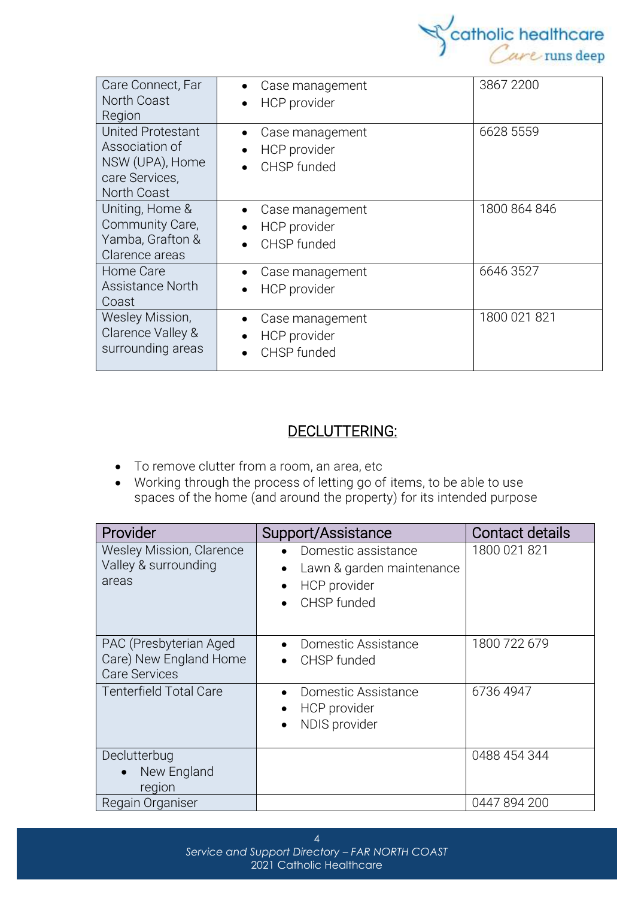| | | |
|---|---|---|
| Care Connect, Far North Coast Region | • Case management<br>• HCP provider | 3867 2200 |
| United Protestant Association of NSW (UPA), Home care Services, North Coast | • Case management<br>• HCP provider<br>• CHSP funded | 6628 5559 |
| Uniting, Home & Community Care, Yamba, Grafton & Clarence areas | • Case management<br>• HCP provider<br>• CHSP funded | 1800 864 846 |
| Home Care Assistance North Coast | • Case management<br>• HCP provider | 6646 3527 |
| Wesley Mission, Clarence Valley & surrounding areas | • Case management<br>• HCP provider<br>• CHSP funded | 1800 021 821 |

## DECLUTTERING:

- To remove clutter from a room, an area, etc
- Working through the process of letting go of items, to be able to use spaces of the home (and around the property) for its intended purpose

| Provider | Support/Assistance | Contact details |
|---|---|---|
| Wesley Mission, Clarence Valley & surrounding areas | • Domestic assistance<br>• Lawn & garden maintenance<br>• HCP provider<br>• CHSP funded | 1800 021 821 |
| PAC (Presbyterian Aged Care) New England Home Care Services | • Domestic Assistance<br>• CHSP funded | 1800 722 679 |
| Tenterfield Total Care | • Domestic Assistance<br>• HCP provider<br>• NDIS provider | 6736 4947 |
| Declutterbug<br>• New England region | | 0488 454 344 |
| Regain Organiser | | 0447 894 200 |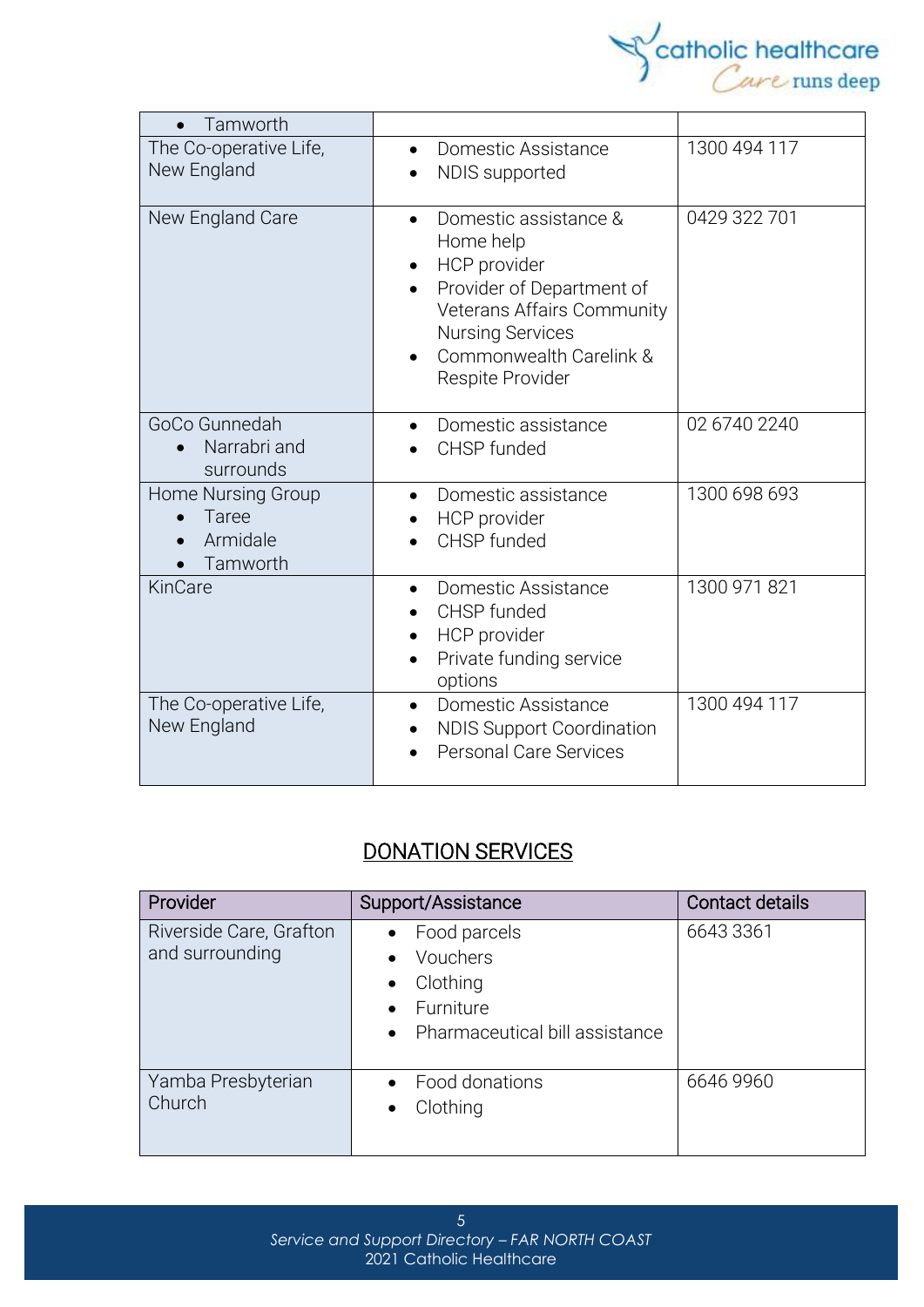| | | |
|---|---|---|
| • Tamworth | | |
| The Co-operative Life, New England | • Domestic Assistance<br>• NDIS supported | 1300 494 117 |
| New England Care | • Domestic assistance & Home help<br>• HCP provider<br>• Provider of Department of Veterans Affairs Community Nursing Services<br>• Commonwealth Carelink & Respite Provider | 0429 322 701 |
| GoCo Gunnedah<br>• Narrabri and surrounds | • Domestic assistance<br>• CHSP funded | 02 6740 2240 |
| Home Nursing Group<br>• Taree<br>• Armidale<br>• Tamworth | • Domestic assistance<br>• HCP provider<br>• CHSP funded | 1300 698 693 |
| KinCare | • Domestic Assistance<br>• CHSP funded<br>• HCP provider<br>• Private funding service options | 1300 971 821 |
| The Co-operative Life, New England | • Domestic Assistance<br>• NDIS Support Coordination<br>• Personal Care Services | 1300 494 117 |

## DONATION SERVICES

| Provider | Support/Assistance | Contact details |
|---|---|---|
| Riverside Care, Grafton and surrounding | • Food parcels<br>• Vouchers<br>• Clothing<br>• Furniture<br>• Pharmaceutical bill assistance | 6643 3361 |
| Yamba Presbyterian Church | • Food donations<br>• Clothing | 6646 9960 |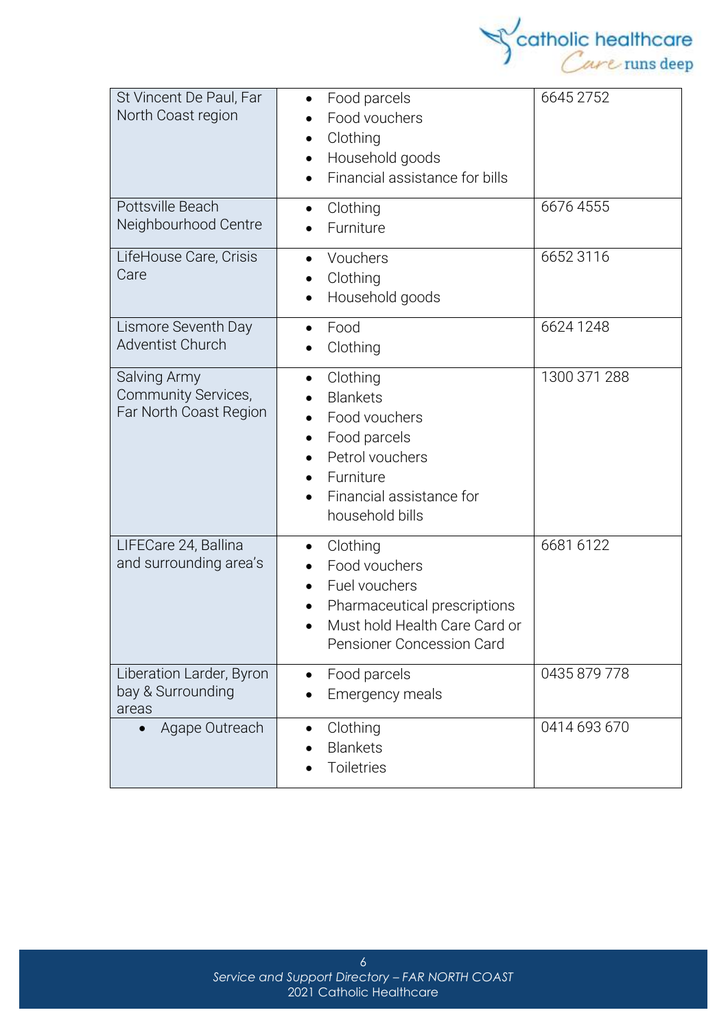| St Vincent De Paul, Far North Coast region | • Food parcels<br>• Food vouchers<br>• Clothing<br>• Household goods<br>• Financial assistance for bills | 6645 2752 |
|---|---|---|
| Pottsville Beach Neighbourhood Centre | • Clothing<br>• Furniture | 6676 4555 |
| LifeHouse Care, Crisis Care | • Vouchers<br>• Clothing<br>• Household goods | 6652 3116 |
| Lismore Seventh Day Adventist Church | • Food<br>• Clothing | 6624 1248 |
| Salving Army Community Services, Far North Coast Region | • Clothing<br>• Blankets<br>• Food vouchers<br>• Food parcels<br>• Petrol vouchers<br>• Furniture<br>• Financial assistance for household bills | 1300 371 288 |
| LIFECare 24, Ballina and surrounding area's | • Clothing<br>• Food vouchers<br>• Fuel vouchers<br>• Pharmaceutical prescriptions<br>• Must hold Health Care Card or Pensioner Concession Card | 6681 6122 |
| Liberation Larder, Byron bay & Surrounding areas | • Food parcels<br>• Emergency meals | 0435 879 778 |
| • Agape Outreach | • Clothing<br>• Blankets<br>• Toiletries | 0414 693 670 |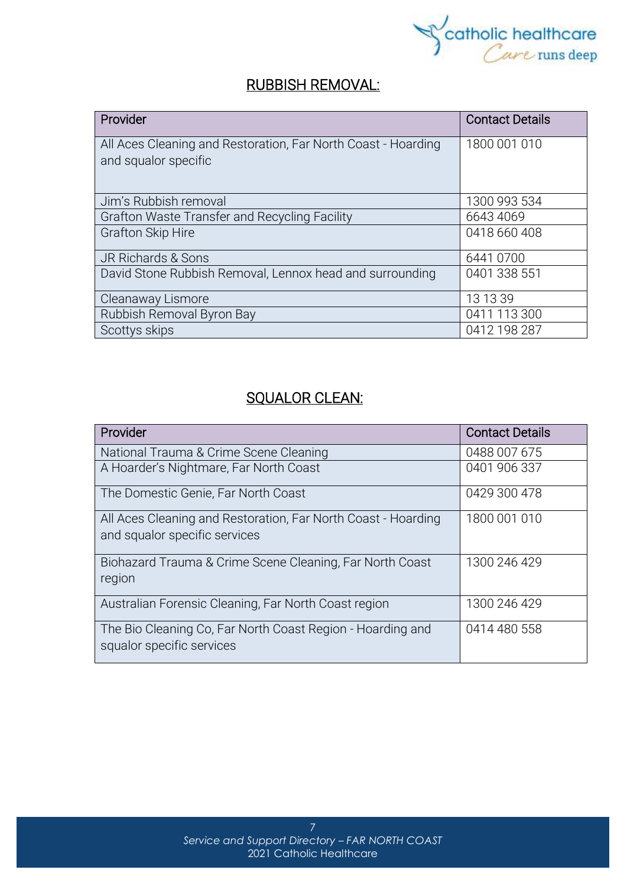## RUBBISH REMOVAL:

| Provider | Contact Details |
| --- | --- |
| All Aces Cleaning and Restoration, Far North Coast - Hoarding and squalor specific | 1800 001 010 |
| Jim's Rubbish removal | 1300 993 534 |
| Grafton Waste Transfer and Recycling Facility | 6643 4069 |
| Grafton Skip Hire | 0418 660 408 |
| JR Richards & Sons | 6441 0700 |
| David Stone Rubbish Removal, Lennox head and surrounding | 0401 338 551 |
| Cleanaway Lismore | 13 13 39 |
| Rubbish Removal Byron Bay | 0411 113 300 |
| Scottys skips | 0412 198 287 |

## SQUALOR CLEAN:

| Provider | Contact Details |
| --- | --- |
| National Trauma & Crime Scene Cleaning | 0488 007 675 |
| A Hoarder's Nightmare, Far North Coast | 0401 906 337 |
| The Domestic Genie, Far North Coast | 0429 300 478 |
| All Aces Cleaning and Restoration, Far North Coast - Hoarding and squalor specific services | 1800 001 010 |
| Biohazard Trauma & Crime Scene Cleaning, Far North Coast region | 1300 246 429 |
| Australian Forensic Cleaning, Far North Coast region | 1300 246 429 |
| The Bio Cleaning Co, Far North Coast Region - Hoarding and squalor specific services | 0414 480 558 |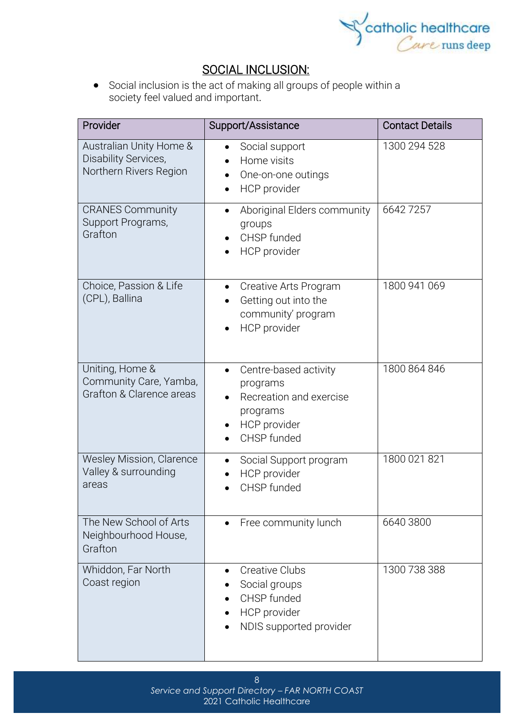## SOCIAL INCLUSION:

- Social inclusion is the act of making all groups of people within a society feel valued and important.

| Provider | Support/Assistance | Contact Details |
|---|---|---|
| Australian Unity Home & Disability Services, Northern Rivers Region | • Social support<br>• Home visits<br>• One-on-one outings<br>• HCP provider | 1300 294 528 |
| CRANES Community Support Programs, Grafton | • Aboriginal Elders community groups<br>• CHSP funded<br>• HCP provider | 6642 7257 |
| Choice, Passion & Life (CPL), Ballina | • Creative Arts Program<br>• Getting out into the community' program<br>• HCP provider | 1800 941 069 |
| Uniting, Home & Community Care, Yamba, Grafton & Clarence areas | • Centre-based activity programs<br>• Recreation and exercise programs<br>• HCP provider<br>• CHSP funded | 1800 864 846 |
| Wesley Mission, Clarence Valley & surrounding areas | • Social Support program<br>• HCP provider<br>• CHSP funded | 1800 021 821 |
| The New School of Arts Neighbourhood House, Grafton | • Free community lunch | 6640 3800 |
| Whiddon, Far North Coast region | • Creative Clubs<br>• Social groups<br>• CHSP funded<br>• HCP provider<br>• NDIS supported provider | 1300 738 388 |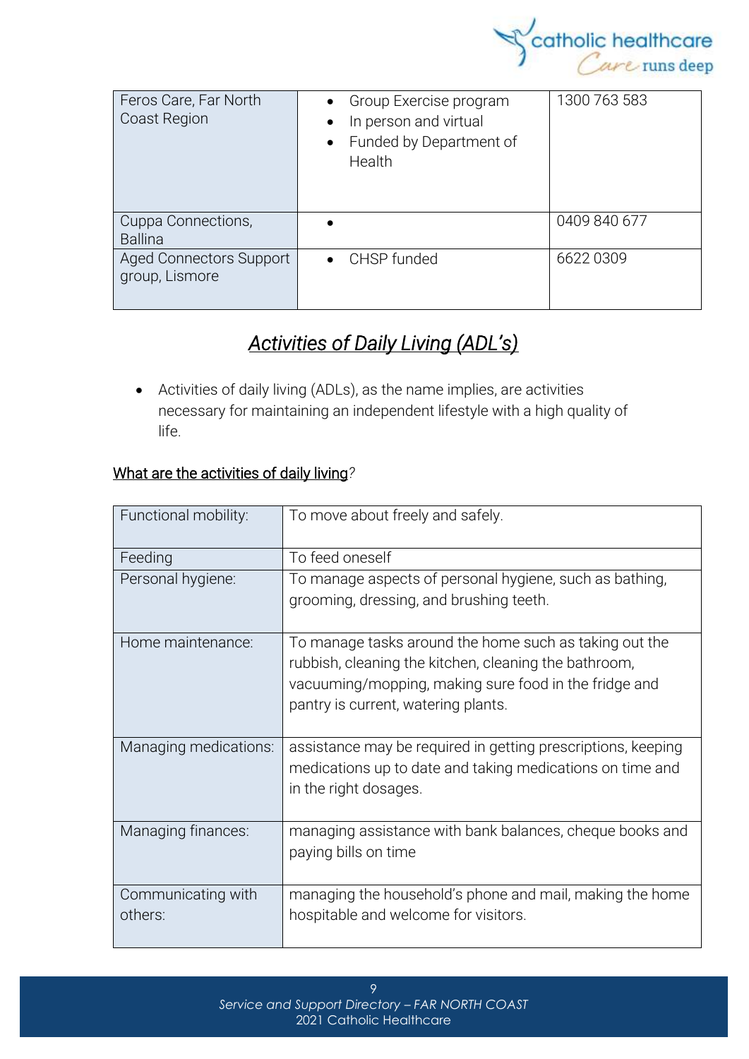| Feros Care, Far North Coast Region | • Group Exercise program<br>• In person and virtual<br>• Funded by Department of Health | 1300 763 583 |
|---|---|---|
| Cuppa Connections, Ballina | • | 0409 840 677 |
| Aged Connectors Support group, Lismore | • CHSP funded | 6622 0309 |

## *Activities of Daily Living (ADL's)*

- Activities of daily living (ADLs), as the name implies, are activities necessary for maintaining an independent lifestyle with a high quality of life.

What are the activities of daily living?

| Functional mobility: | To move about freely and safely. |
|---|---|
| Feeding | To feed oneself |
| Personal hygiene: | To manage aspects of personal hygiene, such as bathing, grooming, dressing, and brushing teeth. |
| Home maintenance: | To manage tasks around the home such as taking out the rubbish, cleaning the kitchen, cleaning the bathroom, vacuuming/mopping, making sure food in the fridge and pantry is current, watering plants. |
| Managing medications: | assistance may be required in getting prescriptions, keeping medications up to date and taking medications on time and in the right dosages. |
| Managing finances: | managing assistance with bank balances, cheque books and paying bills on time |
| Communicating with others: | managing the household's phone and mail, making the home hospitable and welcome for visitors. |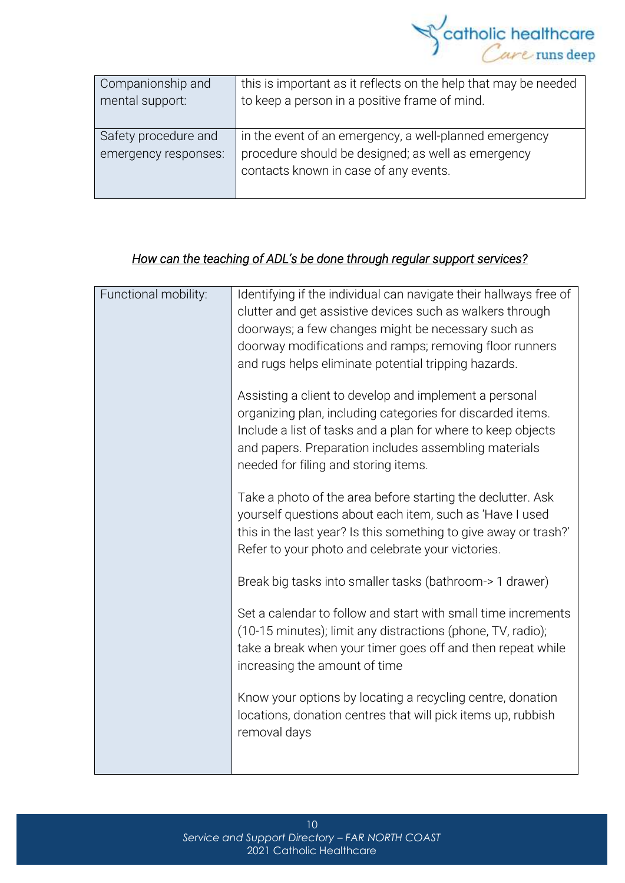| Companionship and mental support: | this is important as it reflects on the help that may be needed to keep a person in a positive frame of mind. |
|---|---|
| Safety procedure and emergency responses: | in the event of an emergency, a well-planned emergency procedure should be designed; as well as emergency contacts known in case of any events. |

*How can the teaching of ADL's be done through regular support services?*

| Functional mobility: | Identifying if the individual can navigate their hallways free of clutter and get assistive devices such as walkers through doorways; a few changes might be necessary such as doorway modifications and ramps; removing floor runners and rugs helps eliminate potential tripping hazards.<br><br>Assisting a client to develop and implement a personal organizing plan, including categories for discarded items. Include a list of tasks and a plan for where to keep objects and papers. Preparation includes assembling materials needed for filing and storing items.<br><br>Take a photo of the area before starting the declutter. Ask yourself questions about each item, such as 'Have I used this in the last year? Is this something to give away or trash?' Refer to your photo and celebrate your victories.<br><br>Break big tasks into smaller tasks (bathroom-> 1 drawer)<br><br>Set a calendar to follow and start with small time increments (10-15 minutes); limit any distractions (phone, TV, radio); take a break when your timer goes off and then repeat while increasing the amount of time<br><br>Know your options by locating a recycling centre, donation locations, donation centres that will pick items up, rubbish removal days |
|---|---|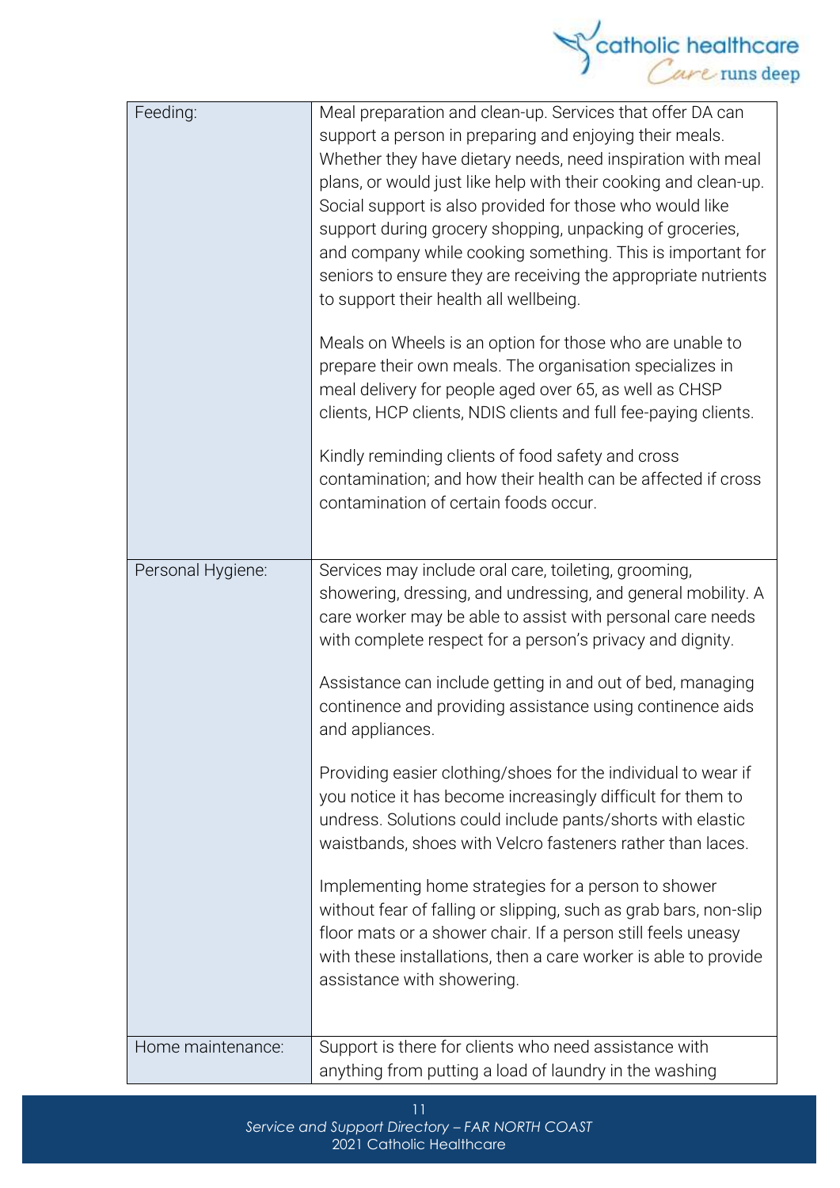| | |
|---|---|
| Feeding: | Meal preparation and clean-up. Services that offer DA can support a person in preparing and enjoying their meals. Whether they have dietary needs, need inspiration with meal plans, or would just like help with their cooking and clean-up. Social support is also provided for those who would like support during grocery shopping, unpacking of groceries, and company while cooking something. This is important for seniors to ensure they are receiving the appropriate nutrients to support their health all wellbeing.<br><br>Meals on Wheels is an option for those who are unable to prepare their own meals. The organisation specializes in meal delivery for people aged over 65, as well as CHSP clients, HCP clients, NDIS clients and full fee-paying clients.<br><br>Kindly reminding clients of food safety and cross contamination; and how their health can be affected if cross contamination of certain foods occur. |
| Personal Hygiene: | Services may include oral care, toileting, grooming, showering, dressing, and undressing, and general mobility. A care worker may be able to assist with personal care needs with complete respect for a person's privacy and dignity.<br><br>Assistance can include getting in and out of bed, managing continence and providing assistance using continence aids and appliances.<br><br>Providing easier clothing/shoes for the individual to wear if you notice it has become increasingly difficult for them to undress. Solutions could include pants/shorts with elastic waistbands, shoes with Velcro fasteners rather than laces.<br><br>Implementing home strategies for a person to shower without fear of falling or slipping, such as grab bars, non-slip floor mats or a shower chair. If a person still feels uneasy with these installations, then a care worker is able to provide assistance with showering. |
| Home maintenance: | Support is there for clients who need assistance with anything from putting a load of laundry in the washing |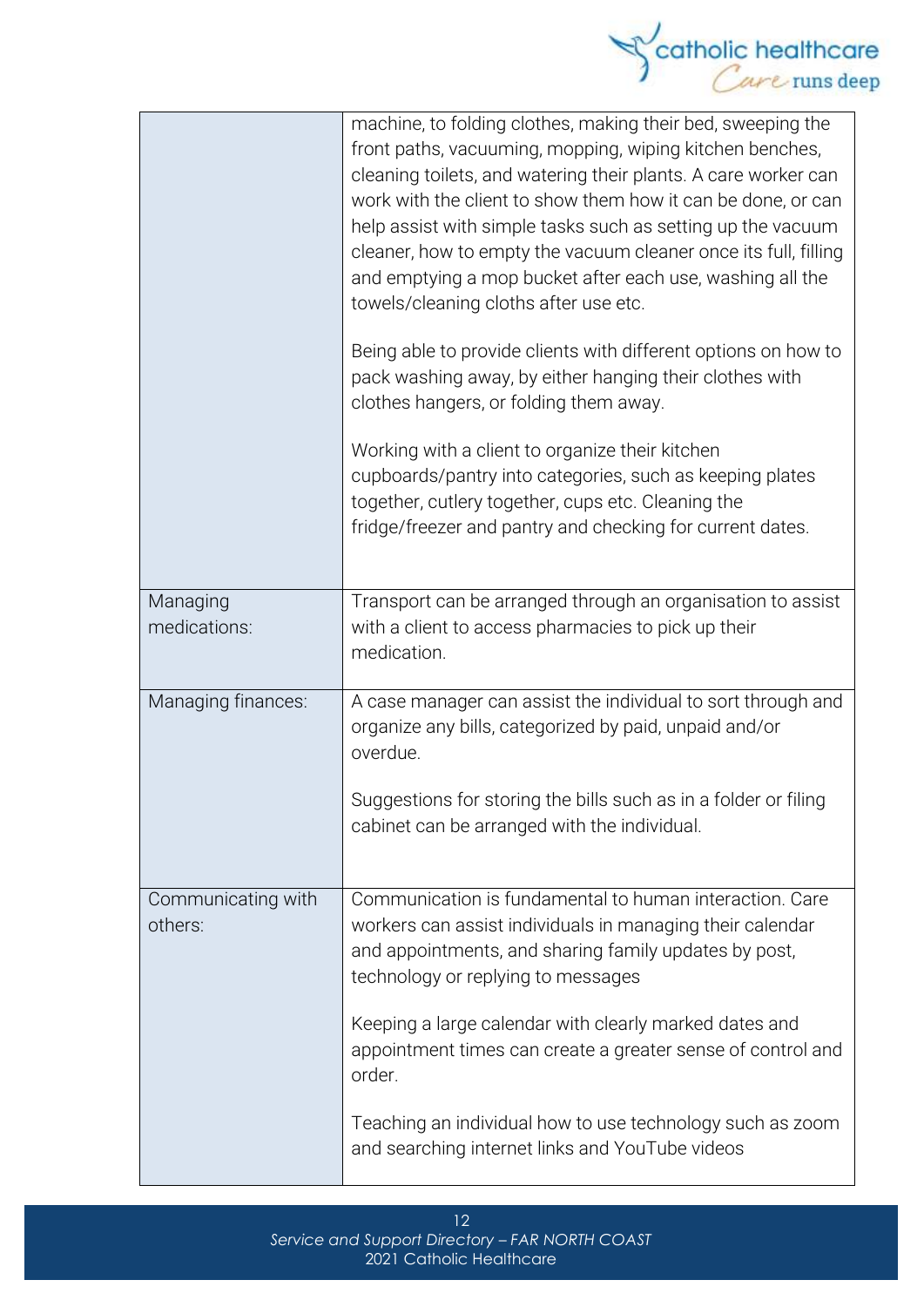| | |
|---|---|
| | machine, to folding clothes, making their bed, sweeping the front paths, vacuuming, mopping, wiping kitchen benches, cleaning toilets, and watering their plants. A care worker can work with the client to show them how it can be done, or can help assist with simple tasks such as setting up the vacuum cleaner, how to empty the vacuum cleaner once its full, filling and emptying a mop bucket after each use, washing all the towels/cleaning cloths after use etc.<br><br>Being able to provide clients with different options on how to pack washing away, by either hanging their clothes with clothes hangers, or folding them away.<br><br>Working with a client to organize their kitchen cupboards/pantry into categories, such as keeping plates together, cutlery together, cups etc. Cleaning the fridge/freezer and pantry and checking for current dates. |
| Managing medications: | Transport can be arranged through an organisation to assist with a client to access pharmacies to pick up their medication. |
| Managing finances: | A case manager can assist the individual to sort through and organize any bills, categorized by paid, unpaid and/or overdue.<br><br>Suggestions for storing the bills such as in a folder or filing cabinet can be arranged with the individual. |
| Communicating with others: | Communication is fundamental to human interaction. Care workers can assist individuals in managing their calendar and appointments, and sharing family updates by post, technology or replying to messages<br><br>Keeping a large calendar with clearly marked dates and appointment times can create a greater sense of control and order.<br><br>Teaching an individual how to use technology such as zoom and searching internet links and YouTube videos |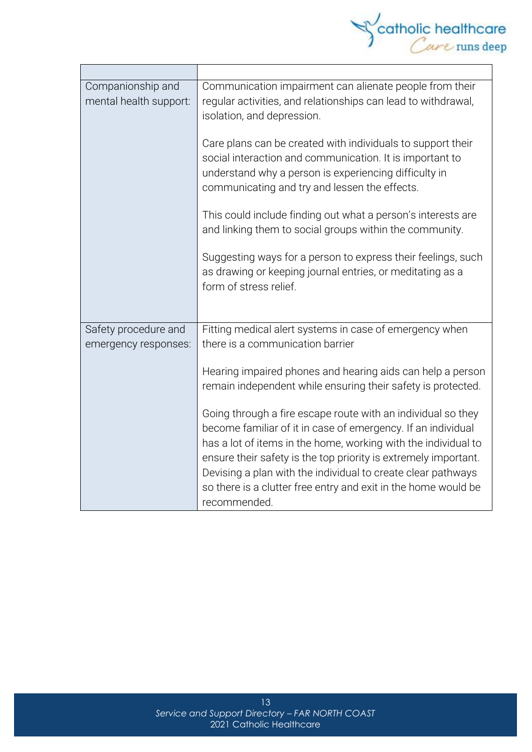| | |
|---|---|
| Companionship and mental health support: | Communication impairment can alienate people from their regular activities, and relationships can lead to withdrawal, isolation, and depression.<br><br>Care plans can be created with individuals to support their social interaction and communication. It is important to understand why a person is experiencing difficulty in communicating and try and lessen the effects.<br><br>This could include finding out what a person's interests are and linking them to social groups within the community.<br><br>Suggesting ways for a person to express their feelings, such as drawing or keeping journal entries, or meditating as a form of stress relief. |
| Safety procedure and emergency responses: | Fitting medical alert systems in case of emergency when there is a communication barrier<br><br>Hearing impaired phones and hearing aids can help a person remain independent while ensuring their safety is protected.<br><br>Going through a fire escape route with an individual so they become familiar of it in case of emergency. If an individual has a lot of items in the home, working with the individual to ensure their safety is the top priority is extremely important. Devising a plan with the individual to create clear pathways so there is a clutter free entry and exit in the home would be recommended. |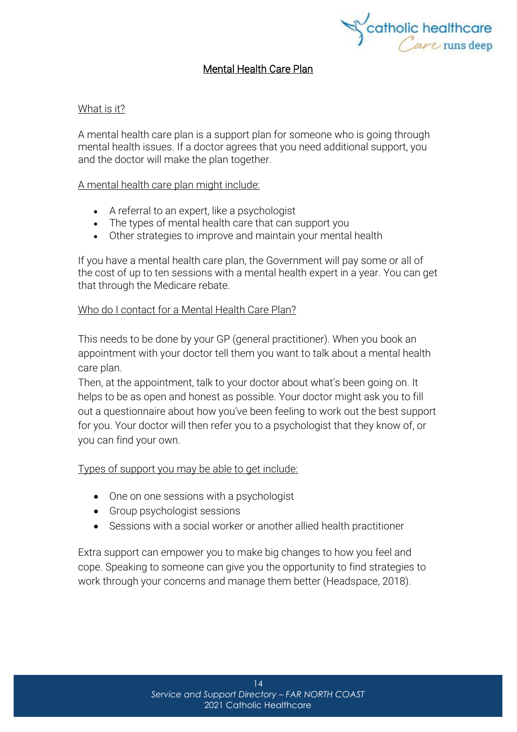# Mental Health Care Plan

## What is it?

A mental health care plan is a support plan for someone who is going through mental health issues. If a doctor agrees that you need additional support, you and the doctor will make the plan together.

### A mental health care plan might include:

- A referral to an expert, like a psychologist
- The types of mental health care that can support you
- Other strategies to improve and maintain your mental health

If you have a mental health care plan, the Government will pay some or all of the cost of up to ten sessions with a mental health expert in a year. You can get that through the Medicare rebate.

## Who do I contact for a Mental Health Care Plan?

This needs to be done by your GP (general practitioner). When you book an appointment with your doctor tell them you want to talk about a mental health care plan.

Then, at the appointment, talk to your doctor about what's been going on. It helps to be as open and honest as possible. Your doctor might ask you to fill out a questionnaire about how you've been feeling to work out the best support for you. Your doctor will then refer you to a psychologist that they know of, or you can find your own.

### Types of support you may be able to get include:

- One on one sessions with a psychologist
- Group psychologist sessions
- Sessions with a social worker or another allied health practitioner

Extra support can empower you to make big changes to how you feel and cope. Speaking to someone can give you the opportunity to find strategies to work through your concerns and manage them better (Headspace, 2018).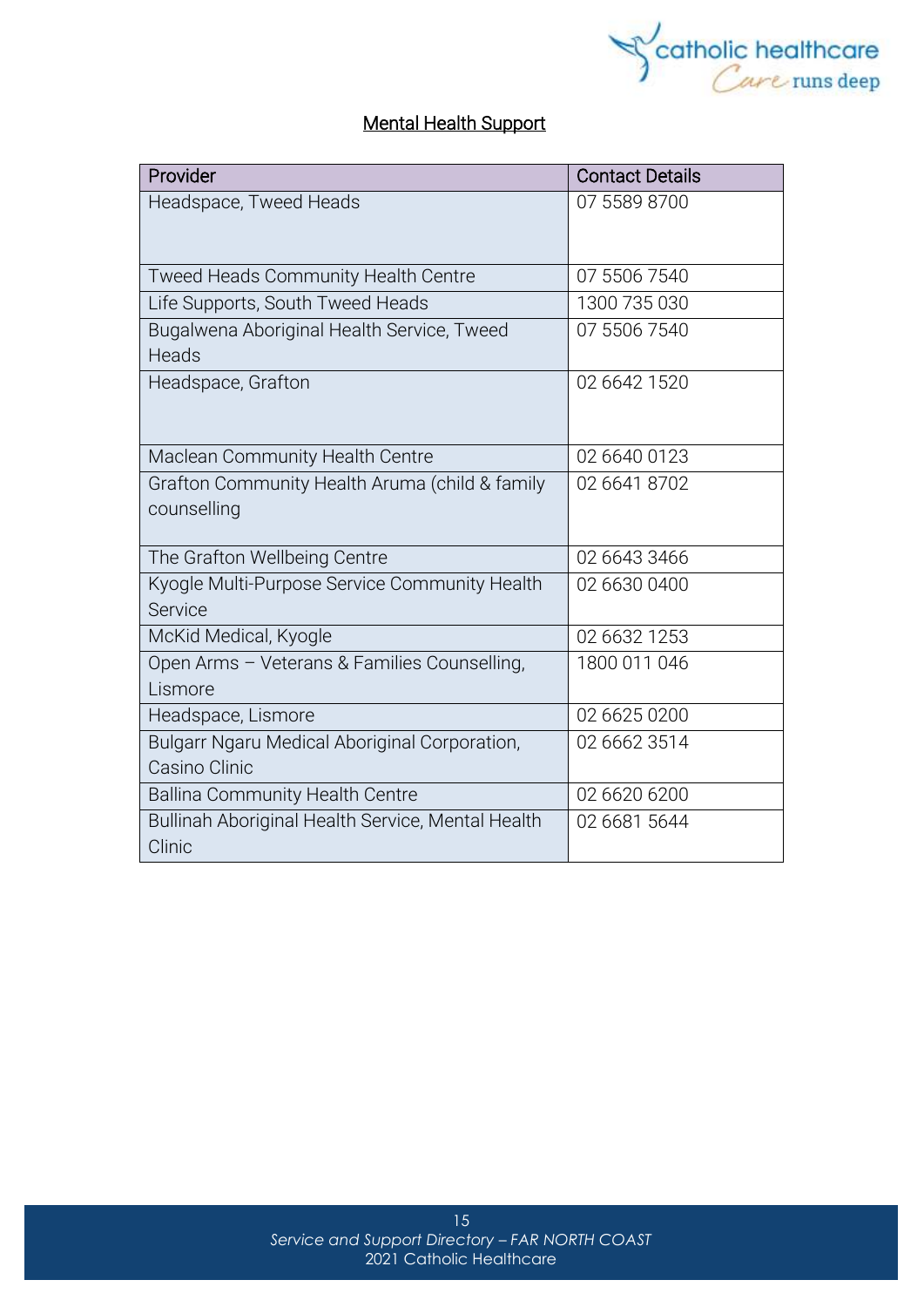## Mental Health Support

| Provider | Contact Details |
|---|---|
| Headspace, Tweed Heads | 07 5589 8700 |
| Tweed Heads Community Health Centre | 07 5506 7540 |
| Life Supports, South Tweed Heads | 1300 735 030 |
| Bugalwena Aboriginal Health Service, Tweed Heads | 07 5506 7540 |
| Headspace, Grafton | 02 6642 1520 |
| Maclean Community Health Centre | 02 6640 0123 |
| Grafton Community Health Aruma (child & family counselling | 02 6641 8702 |
| The Grafton Wellbeing Centre | 02 6643 3466 |
| Kyogle Multi-Purpose Service Community Health Service | 02 6630 0400 |
| McKid Medical, Kyogle | 02 6632 1253 |
| Open Arms – Veterans & Families Counselling, Lismore | 1800 011 046 |
| Headspace, Lismore | 02 6625 0200 |
| Bulgarr Ngaru Medical Aboriginal Corporation, Casino Clinic | 02 6662 3514 |
| Ballina Community Health Centre | 02 6620 6200 |
| Bullinah Aboriginal Health Service, Mental Health Clinic | 02 6681 5644 |